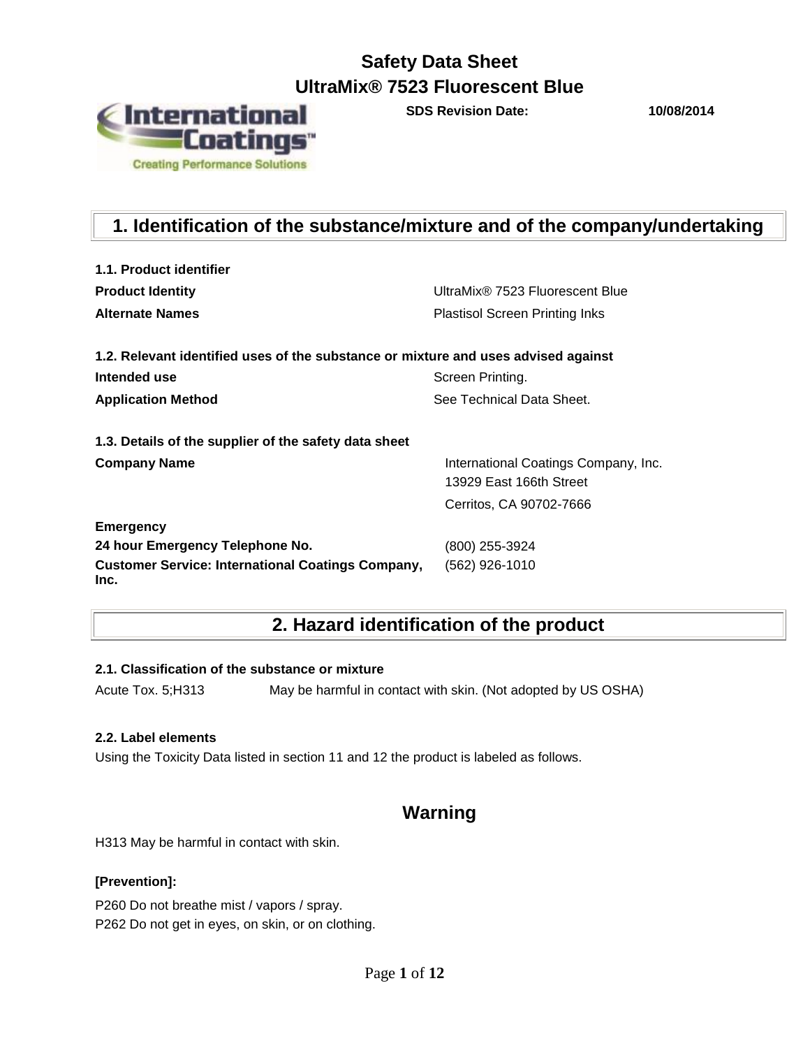# Safety Data Sheet

# UltraMix® 7523 Fluorescent Blue

**SDS Revision Date:** **10/08/2014**

## 1. Identification of the substance/mixture and of the company/undertaking

**1.1. Product identifier**

| | |
|---|---|
| **Product Identity** | UltraMix® 7523 Fluorescent Blue |
| **Alternate Names** | Plastisol Screen Printing Inks |

**1.2. Relevant identified uses of the substance or mixture and uses advised against**

| | |
|---|---|
| **Intended use** | Screen Printing. |
| **Application Method** | See Technical Data Sheet. |

**1.3. Details of the supplier of the safety data sheet**

| | |
|---|---|
| **Company Name** | International Coatings Company, Inc.<br>13929 East 166th Street<br>Cerritos, CA 90702-7666 |

**Emergency**

| | |
|---|---|
| **24 hour Emergency Telephone No.** | (800) 255-3924 |
| **Customer Service: International Coatings Company, Inc.** | (562) 926-1010 |

## 2. Hazard identification of the product

**2.1. Classification of the substance or mixture**

Acute Tox. 5;H313 May be harmful in contact with skin. (Not adopted by US OSHA)

**2.2. Label elements**

Using the Toxicity Data listed in section 11 and 12 the product is labeled as follows.

### Warning

H313 May be harmful in contact with skin.

**[Prevention]:**

P260 Do not breathe mist / vapors / spray.
P262 Do not get in eyes, on skin, or on clothing.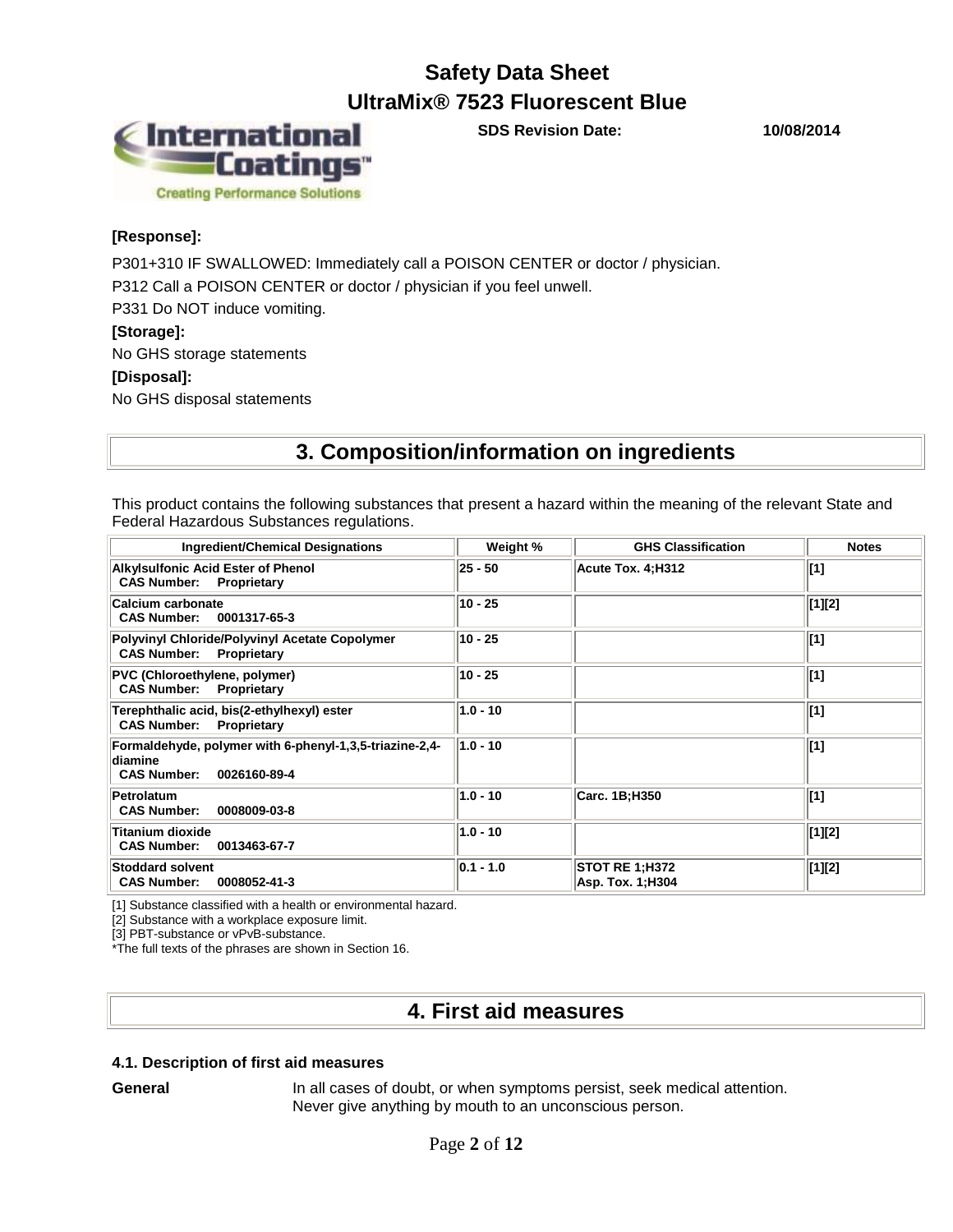**[Response]:**

P301+310 IF SWALLOWED: Immediately call a POISON CENTER or doctor / physician.

P312 Call a POISON CENTER or doctor / physician if you feel unwell.

P331 Do NOT induce vomiting.

**[Storage]:**

No GHS storage statements

**[Disposal]:**

No GHS disposal statements

## 3. Composition/information on ingredients

This product contains the following substances that present a hazard within the meaning of the relevant State and Federal Hazardous Substances regulations.

| Ingredient/Chemical Designations | Weight % | GHS Classification | Notes |
|---|---|---|---|
| **Alkylsulfonic Acid Ester of Phenol**<br>**CAS Number: Proprietary** | 25 - 50 | Acute Tox. 4;H312 | [1] |
| **Calcium carbonate**<br>**CAS Number: 0001317-65-3** | 10 - 25 | | [1][2] |
| **Polyvinyl Chloride/Polyvinyl Acetate Copolymer**<br>**CAS Number: Proprietary** | 10 - 25 | | [1] |
| **PVC (Chloroethylene, polymer)**<br>**CAS Number: Proprietary** | 10 - 25 | | [1] |
| **Terephthalic acid, bis(2-ethylhexyl) ester**<br>**CAS Number: Proprietary** | 1.0 - 10 | | [1] |
| **Formaldehyde, polymer with 6-phenyl-1,3,5-triazine-2,4-diamine**<br>**CAS Number: 0026160-89-4** | 1.0 - 10 | | [1] |
| **Petrolatum**<br>**CAS Number: 0008009-03-8** | 1.0 - 10 | Carc. 1B;H350 | [1] |
| **Titanium dioxide**<br>**CAS Number: 0013463-67-7** | 1.0 - 10 | | [1][2] |
| **Stoddard solvent**<br>**CAS Number: 0008052-41-3** | 0.1 - 1.0 | STOT RE 1;H372<br>Asp. Tox. 1;H304 | [1][2] |

[1] Substance classified with a health or environmental hazard.
[2] Substance with a workplace exposure limit.
[3] PBT-substance or vPvB-substance.
*The full texts of the phrases are shown in Section 16.

## 4. First aid measures

### 4.1. Description of first aid measures

**General** In all cases of doubt, or when symptoms persist, seek medical attention. Never give anything by mouth to an unconscious person.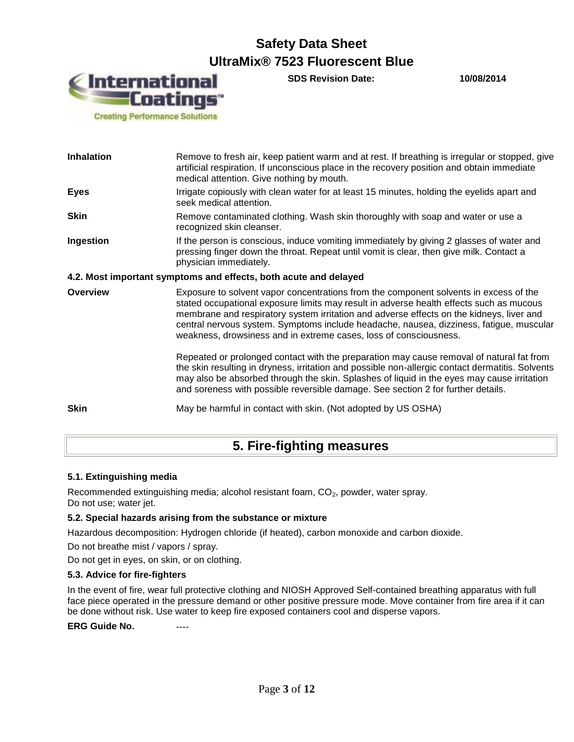| | |
|---|---|
| **Inhalation** | Remove to fresh air, keep patient warm and at rest. If breathing is irregular or stopped, give artificial respiration. If unconscious place in the recovery position and obtain immediate medical attention. Give nothing by mouth. |
| **Eyes** | Irrigate copiously with clean water for at least 15 minutes, holding the eyelids apart and seek medical attention. |
| **Skin** | Remove contaminated clothing. Wash skin thoroughly with soap and water or use a recognized skin cleanser. |
| **Ingestion** | If the person is conscious, induce vomiting immediately by giving 2 glasses of water and pressing finger down the throat. Repeat until vomit is clear, then give milk. Contact a physician immediately. |

**4.2. Most important symptoms and effects, both acute and delayed**

| | |
|---|---|
| **Overview** | Exposure to solvent vapor concentrations from the component solvents in excess of the stated occupational exposure limits may result in adverse health effects such as mucous membrane and respiratory system irritation and adverse effects on the kidneys, liver and central nervous system. Symptoms include headache, nausea, dizziness, fatigue, muscular weakness, drowsiness and in extreme cases, loss of consciousness.<br><br>Repeated or prolonged contact with the preparation may cause removal of natural fat from the skin resulting in dryness, irritation and possible non-allergic contact dermatitis. Solvents may also be absorbed through the skin. Splashes of liquid in the eyes may cause irritation and soreness with possible reversible damage. See section 2 for further details. |
| **Skin** | May be harmful in contact with skin. (Not adopted by US OSHA) |

## 5. Fire-fighting measures

### 5.1. Extinguishing media

Recommended extinguishing media; alcohol resistant foam, $CO_2$, powder, water spray.
Do not use; water jet.

### 5.2. Special hazards arising from the substance or mixture

Hazardous decomposition: Hydrogen chloride (if heated), carbon monoxide and carbon dioxide.

Do not breathe mist / vapors / spray.

Do not get in eyes, on skin, or on clothing.

### 5.3. Advice for fire-fighters

In the event of fire, wear full protective clothing and NIOSH Approved Self-contained breathing apparatus with full face piece operated in the pressure demand or other positive pressure mode. Move container from fire area if it can be done without risk. Use water to keep fire exposed containers cool and disperse vapors.

**ERG Guide No.** ----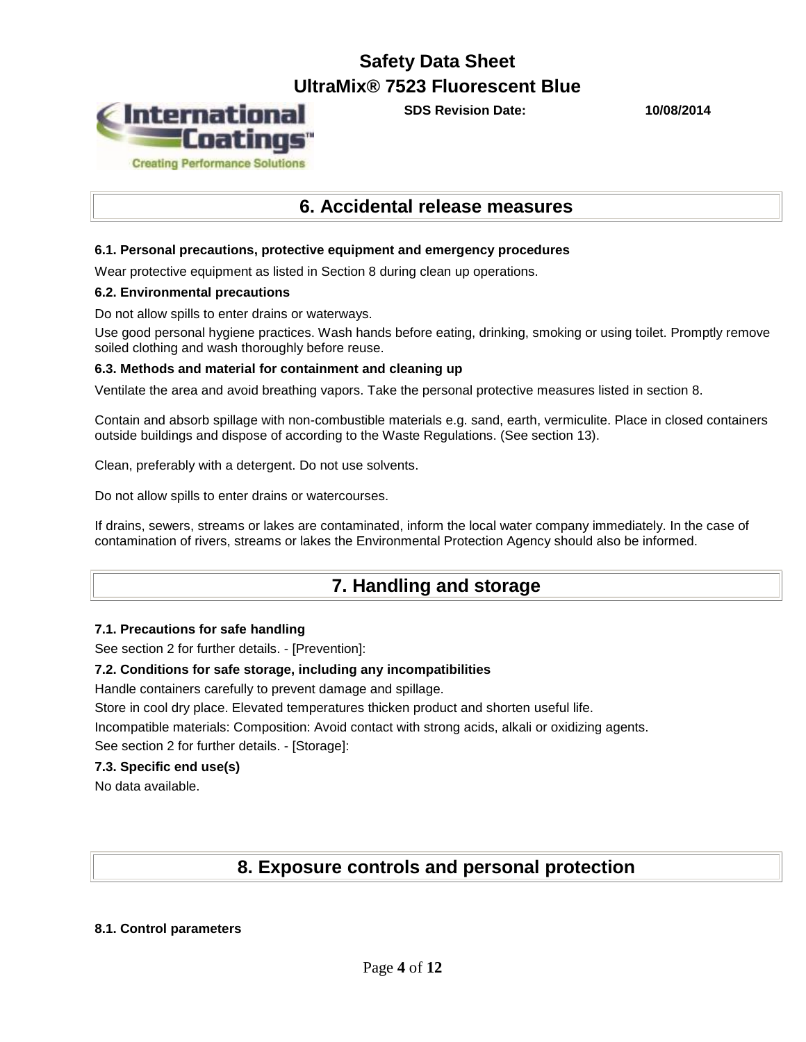## 6. Accidental release measures

### 6.1. Personal precautions, protective equipment and emergency procedures

Wear protective equipment as listed in Section 8 during clean up operations.

### 6.2. Environmental precautions

Do not allow spills to enter drains or waterways.

Use good personal hygiene practices. Wash hands before eating, drinking, smoking or using toilet. Promptly remove soiled clothing and wash thoroughly before reuse.

### 6.3. Methods and material for containment and cleaning up

Ventilate the area and avoid breathing vapors. Take the personal protective measures listed in section 8.

Contain and absorb spillage with non-combustible materials e.g. sand, earth, vermiculite. Place in closed containers outside buildings and dispose of according to the Waste Regulations. (See section 13).

Clean, preferably with a detergent. Do not use solvents.

Do not allow spills to enter drains or watercourses.

If drains, sewers, streams or lakes are contaminated, inform the local water company immediately. In the case of contamination of rivers, streams or lakes the Environmental Protection Agency should also be informed.

## 7. Handling and storage

### 7.1. Precautions for safe handling

See section 2 for further details. - [Prevention]:

### 7.2. Conditions for safe storage, including any incompatibilities

Handle containers carefully to prevent damage and spillage.

Store in cool dry place. Elevated temperatures thicken product and shorten useful life.

Incompatible materials: Composition: Avoid contact with strong acids, alkali or oxidizing agents.

See section 2 for further details. - [Storage]:

### 7.3. Specific end use(s)

No data available.

## 8. Exposure controls and personal protection

### 8.1. Control parameters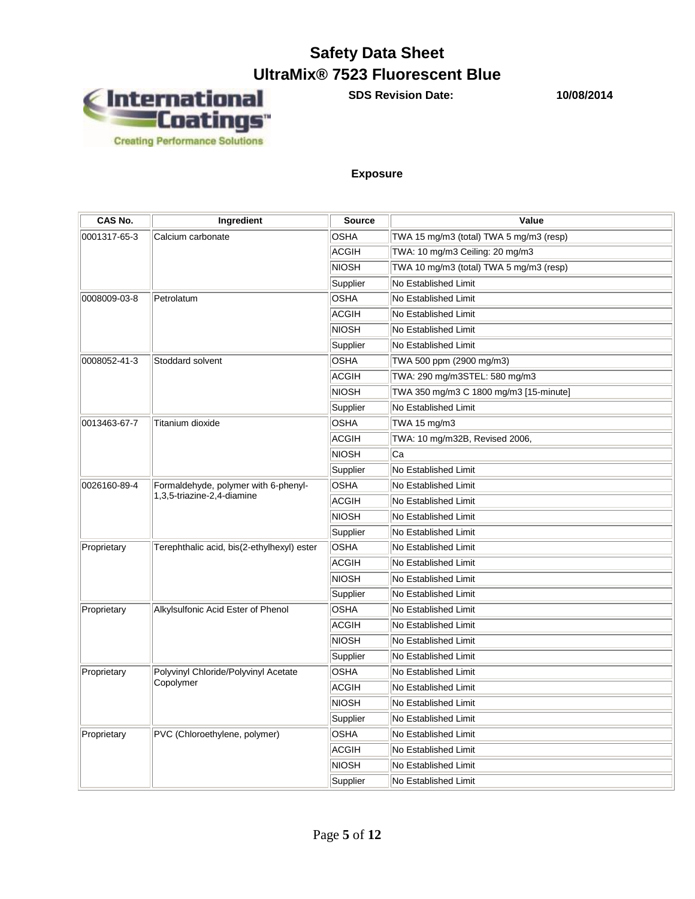# Safety Data Sheet
# UltraMix® 7523 Fluorescent Blue

**SDS Revision Date:** **10/08/2014**

### Exposure

| CAS No. | Ingredient | Source | Value |
|---|---|---|---|
| 0001317-65-3 | Calcium carbonate | OSHA | TWA 15 mg/m3 (total) TWA 5 mg/m3 (resp) |
| | | ACGIH | TWA: 10 mg/m3 Ceiling: 20 mg/m3 |
| | | NIOSH | TWA 10 mg/m3 (total) TWA 5 mg/m3 (resp) |
| | | Supplier | No Established Limit |
| 0008009-03-8 | Petrolatum | OSHA | No Established Limit |
| | | ACGIH | No Established Limit |
| | | NIOSH | No Established Limit |
| | | Supplier | No Established Limit |
| 0008052-41-3 | Stoddard solvent | OSHA | TWA 500 ppm (2900 mg/m3) |
| | | ACGIH | TWA: 290 mg/m3STEL: 580 mg/m3 |
| | | NIOSH | TWA 350 mg/m3 C 1800 mg/m3 [15-minute] |
| | | Supplier | No Established Limit |
| 0013463-67-7 | Titanium dioxide | OSHA | TWA 15 mg/m3 |
| | | ACGIH | TWA: 10 mg/m32B, Revised 2006, |
| | | NIOSH | Ca |
| | | Supplier | No Established Limit |
| 0026160-89-4 | Formaldehyde, polymer with 6-phenyl-1,3,5-triazine-2,4-diamine | OSHA | No Established Limit |
| | | ACGIH | No Established Limit |
| | | NIOSH | No Established Limit |
| | | Supplier | No Established Limit |
| Proprietary | Terephthalic acid, bis(2-ethylhexyl) ester | OSHA | No Established Limit |
| | | ACGIH | No Established Limit |
| | | NIOSH | No Established Limit |
| | | Supplier | No Established Limit |
| Proprietary | Alkylsulfonic Acid Ester of Phenol | OSHA | No Established Limit |
| | | ACGIH | No Established Limit |
| | | NIOSH | No Established Limit |
| | | Supplier | No Established Limit |
| Proprietary | Polyvinyl Chloride/Polyvinyl Acetate Copolymer | OSHA | No Established Limit |
| | | ACGIH | No Established Limit |
| | | NIOSH | No Established Limit |
| | | Supplier | No Established Limit |
| Proprietary | PVC (Chloroethylene, polymer) | OSHA | No Established Limit |
| | | ACGIH | No Established Limit |
| | | NIOSH | No Established Limit |
| | | Supplier | No Established Limit |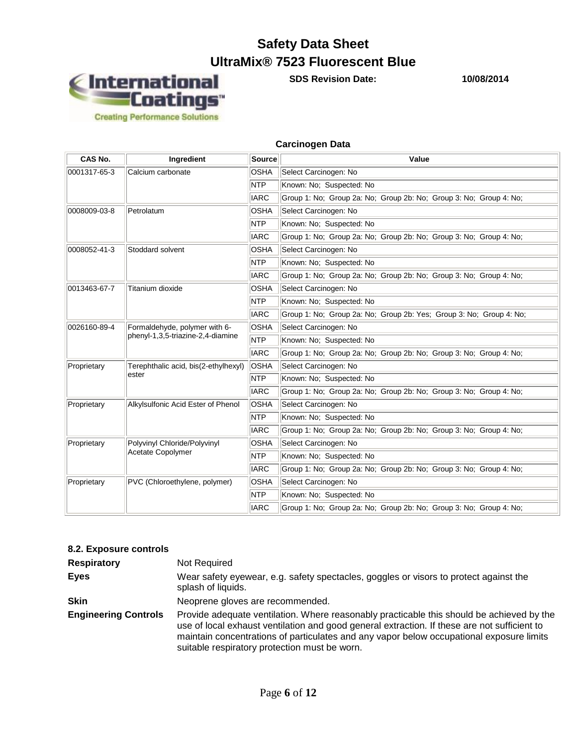# Safety Data Sheet
# UltraMix® 7523 Fluorescent Blue

**SDS Revision Date:** **10/08/2014**

### Carcinogen Data

| CAS No. | Ingredient | Source | Value |
|---|---|---|---|
| 0001317-65-3 | Calcium carbonate | OSHA | Select Carcinogen: No |
| | | NTP | Known: No; Suspected: No |
| | | IARC | Group 1: No; Group 2a: No; Group 2b: No; Group 3: No; Group 4: No; |
| 0008009-03-8 | Petrolatum | OSHA | Select Carcinogen: No |
| | | NTP | Known: No; Suspected: No |
| | | IARC | Group 1: No; Group 2a: No; Group 2b: No; Group 3: No; Group 4: No; |
| 0008052-41-3 | Stoddard solvent | OSHA | Select Carcinogen: No |
| | | NTP | Known: No; Suspected: No |
| | | IARC | Group 1: No; Group 2a: No; Group 2b: No; Group 3: No; Group 4: No; |
| 0013463-67-7 | Titanium dioxide | OSHA | Select Carcinogen: No |
| | | NTP | Known: No; Suspected: No |
| | | IARC | Group 1: No; Group 2a: No; Group 2b: Yes; Group 3: No; Group 4: No; |
| 0026160-89-4 | Formaldehyde, polymer with 6-phenyl-1,3,5-triazine-2,4-diamine | OSHA | Select Carcinogen: No |
| | | NTP | Known: No; Suspected: No |
| | | IARC | Group 1: No; Group 2a: No; Group 2b: No; Group 3: No; Group 4: No; |
| Proprietary | Terephthalic acid, bis(2-ethylhexyl) ester | OSHA | Select Carcinogen: No |
| | | NTP | Known: No; Suspected: No |
| | | IARC | Group 1: No; Group 2a: No; Group 2b: No; Group 3: No; Group 4: No; |
| Proprietary | Alkylsulfonic Acid Ester of Phenol | OSHA | Select Carcinogen: No |
| | | NTP | Known: No; Suspected: No |
| | | IARC | Group 1: No; Group 2a: No; Group 2b: No; Group 3: No; Group 4: No; |
| Proprietary | Polyvinyl Chloride/Polyvinyl Acetate Copolymer | OSHA | Select Carcinogen: No |
| | | NTP | Known: No; Suspected: No |
| | | IARC | Group 1: No; Group 2a: No; Group 2b: No; Group 3: No; Group 4: No; |
| Proprietary | PVC (Chloroethylene, polymer) | OSHA | Select Carcinogen: No |
| | | NTP | Known: No; Suspected: No |
| | | IARC | Group 1: No; Group 2a: No; Group 2b: No; Group 3: No; Group 4: No; |

### 8.2. Exposure controls

**Respiratory** Not Required

**Eyes** Wear safety eyewear, e.g. safety spectacles, goggles or visors to protect against the splash of liquids.

**Skin** Neoprene gloves are recommended.

**Engineering Controls** Provide adequate ventilation. Where reasonably practicable this should be achieved by the use of local exhaust ventilation and good general extraction. If these are not sufficient to maintain concentrations of particulates and any vapor below occupational exposure limits suitable respiratory protection must be worn.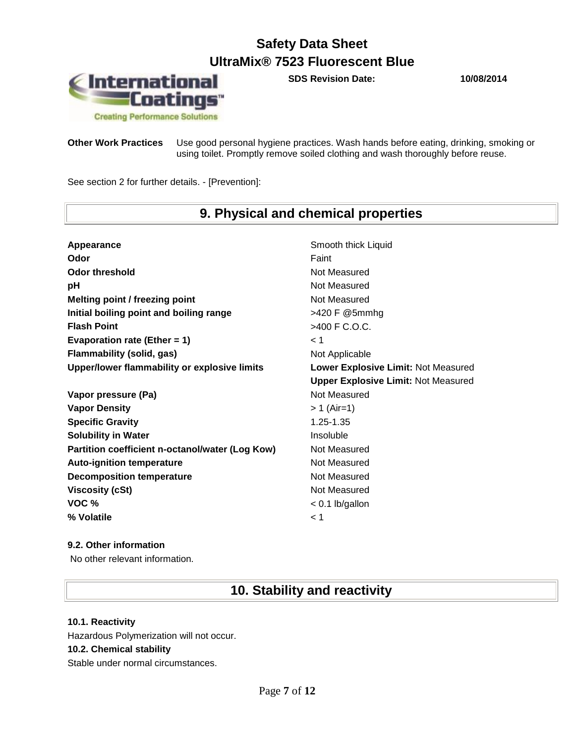**Other Work Practices** Use good personal hygiene practices. Wash hands before eating, drinking, smoking or using toilet. Promptly remove soiled clothing and wash thoroughly before reuse.

See section 2 for further details. - [Prevention]:

## 9. Physical and chemical properties

| | |
|---|---|
| **Appearance** | Smooth thick Liquid |
| **Odor** | Faint |
| **Odor threshold** | Not Measured |
| **pH** | Not Measured |
| **Melting point / freezing point** | Not Measured |
| **Initial boiling point and boiling range** | >420 F @5mmhg |
| **Flash Point** | >400 F C.O.C. |
| **Evaporation rate (Ether = 1)** | < 1 |
| **Flammability (solid, gas)** | Not Applicable |
| **Upper/lower flammability or explosive limits** | **Lower Explosive Limit:** Not Measured<br>**Upper Explosive Limit:** Not Measured |
| **Vapor pressure (Pa)** | Not Measured |
| **Vapor Density** | > 1 (Air=1) |
| **Specific Gravity** | 1.25-1.35 |
| **Solubility in Water** | Insoluble |
| **Partition coefficient n-octanol/water (Log Kow)** | Not Measured |
| **Auto-ignition temperature** | Not Measured |
| **Decomposition temperature** | Not Measured |
| **Viscosity (cSt)** | Not Measured |
| **VOC %** | < 0.1 lb/gallon |
| **% Volatile** | < 1 |

**9.2. Other information**

No other relevant information.

## 10. Stability and reactivity

**10.1. Reactivity**

Hazardous Polymerization will not occur.

**10.2. Chemical stability**

Stable under normal circumstances.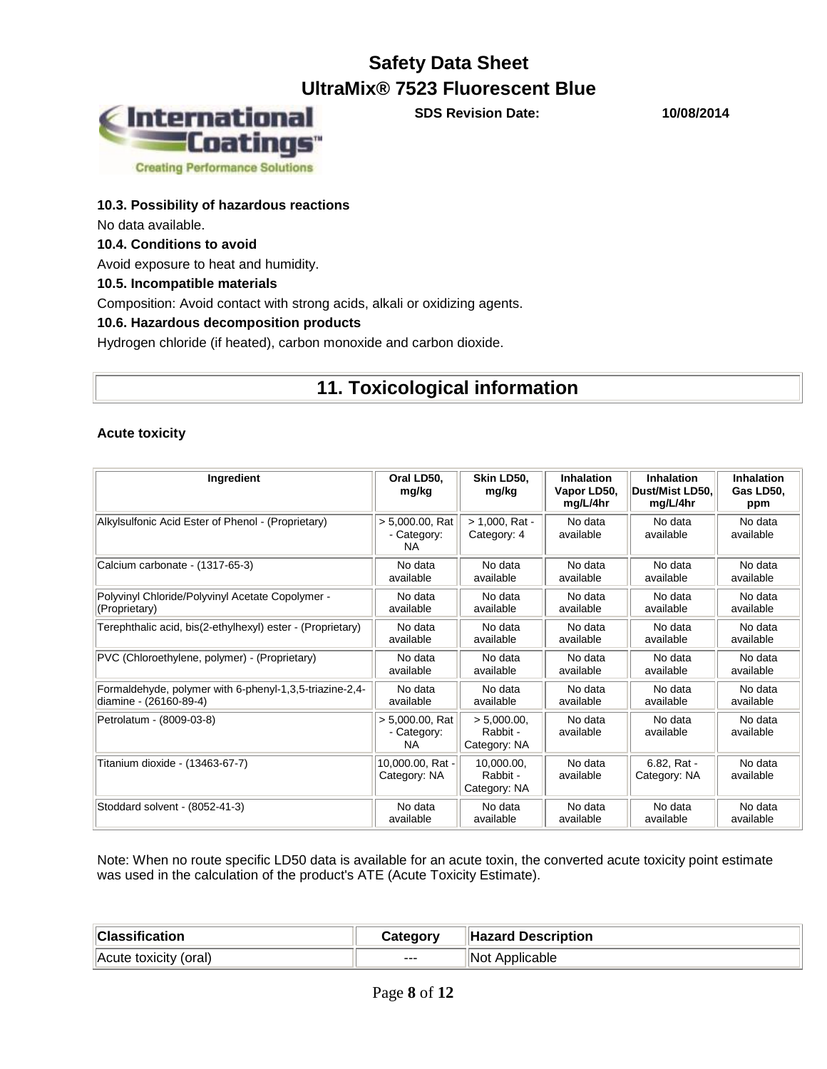#### 10.3. Possibility of hazardous reactions

No data available.

#### 10.4. Conditions to avoid

Avoid exposure to heat and humidity.

#### 10.5. Incompatible materials

Composition: Avoid contact with strong acids, alkali or oxidizing agents.

#### 10.6. Hazardous decomposition products

Hydrogen chloride (if heated), carbon monoxide and carbon dioxide.

## 11. Toxicological information

### Acute toxicity

| Ingredient | Oral LD50, mg/kg | Skin LD50, mg/kg | Inhalation Vapor LD50, mg/L/4hr | Inhalation Dust/Mist LD50, mg/L/4hr | Inhalation Gas LD50, ppm |
|---|---|---|---|---|---|
| Alkylsulfonic Acid Ester of Phenol - (Proprietary) | > 5,000.00, Rat - Category: NA | > 1,000, Rat - Category: 4 | No data available | No data available | No data available |
| Calcium carbonate - (1317-65-3) | No data available | No data available | No data available | No data available | No data available |
| Polyvinyl Chloride/Polyvinyl Acetate Copolymer - (Proprietary) | No data available | No data available | No data available | No data available | No data available |
| Terephthalic acid, bis(2-ethylhexyl) ester - (Proprietary) | No data available | No data available | No data available | No data available | No data available |
| PVC (Chloroethylene, polymer) - (Proprietary) | No data available | No data available | No data available | No data available | No data available |
| Formaldehyde, polymer with 6-phenyl-1,3,5-triazine-2,4-diamine - (26160-89-4) | No data available | No data available | No data available | No data available | No data available |
| Petrolatum - (8009-03-8) | > 5,000.00, Rat - Category: NA | > 5,000.00, Rabbit - Category: NA | No data available | No data available | No data available |
| Titanium dioxide - (13463-67-7) | 10,000.00, Rat - Category: NA | 10,000.00, Rabbit - Category: NA | No data available | 6.82, Rat - Category: NA | No data available |
| Stoddard solvent - (8052-41-3) | No data available | No data available | No data available | No data available | No data available |

Note: When no route specific LD50 data is available for an acute toxin, the converted acute toxicity point estimate was used in the calculation of the product's ATE (Acute Toxicity Estimate).

| Classification | Category | Hazard Description |
|---|---|---|
| Acute toxicity (oral) | --- | Not Applicable |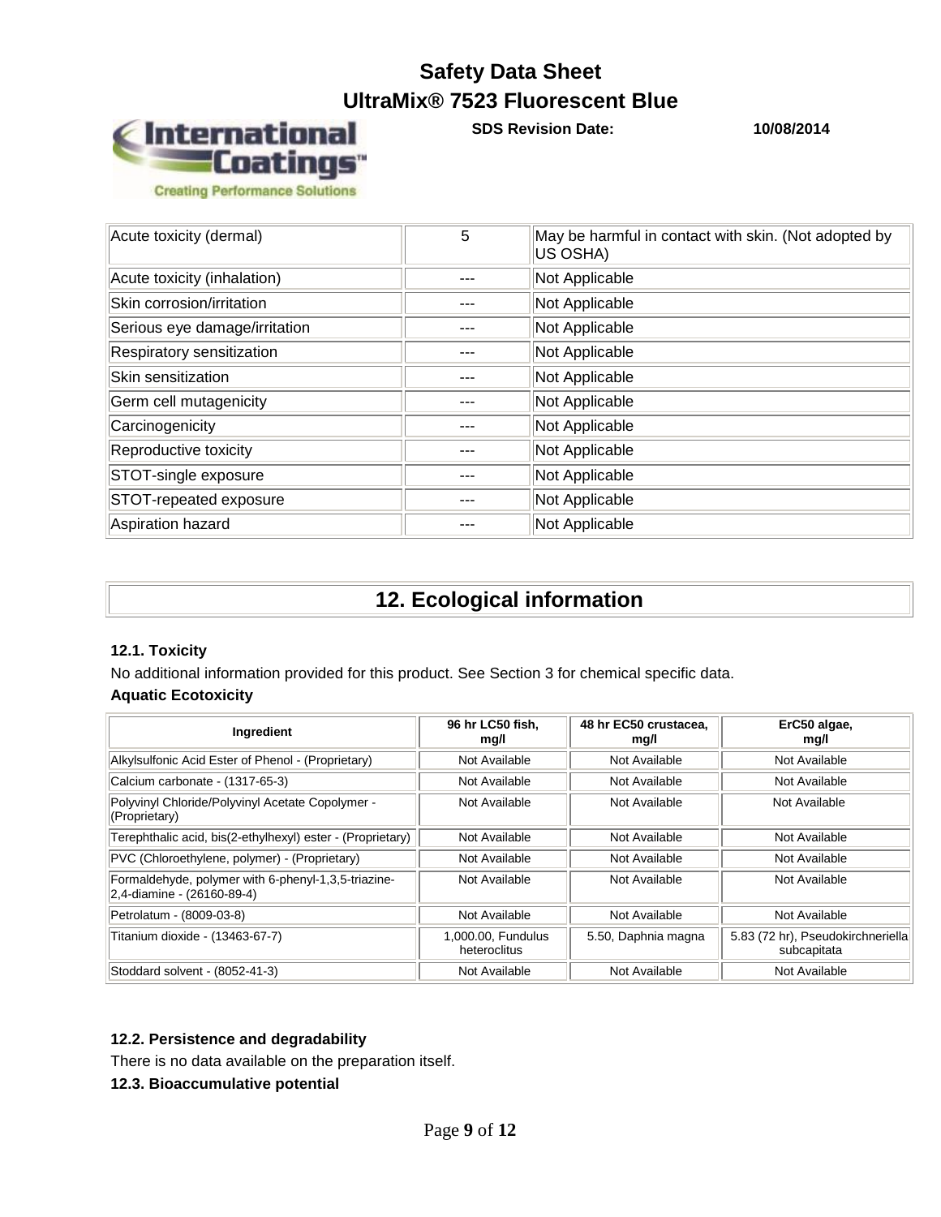| Acute toxicity (dermal) | 5 | May be harmful in contact with skin. (Not adopted by US OSHA) |
| --- | --- | --- |
| Acute toxicity (inhalation) | --- | Not Applicable |
| Skin corrosion/irritation | --- | Not Applicable |
| Serious eye damage/irritation | --- | Not Applicable |
| Respiratory sensitization | --- | Not Applicable |
| Skin sensitization | --- | Not Applicable |
| Germ cell mutagenicity | --- | Not Applicable |
| Carcinogenicity | --- | Not Applicable |
| Reproductive toxicity | --- | Not Applicable |
| STOT-single exposure | --- | Not Applicable |
| STOT-repeated exposure | --- | Not Applicable |
| Aspiration hazard | --- | Not Applicable |

## 12. Ecological information

**12.1. Toxicity**

No additional information provided for this product. See Section 3 for chemical specific data.

**Aquatic Ecotoxicity**

| Ingredient | 96 hr LC50 fish, mg/l | 48 hr EC50 crustacea, mg/l | ErC50 algae, mg/l |
| --- | --- | --- | --- |
| Alkylsulfonic Acid Ester of Phenol - (Proprietary) | Not Available | Not Available | Not Available |
| Calcium carbonate - (1317-65-3) | Not Available | Not Available | Not Available |
| Polyvinyl Chloride/Polyvinyl Acetate Copolymer - (Proprietary) | Not Available | Not Available | Not Available |
| Terephthalic acid, bis(2-ethylhexyl) ester - (Proprietary) | Not Available | Not Available | Not Available |
| PVC (Chloroethylene, polymer) - (Proprietary) | Not Available | Not Available | Not Available |
| Formaldehyde, polymer with 6-phenyl-1,3,5-triazine-2,4-diamine - (26160-89-4) | Not Available | Not Available | Not Available |
| Petrolatum - (8009-03-8) | Not Available | Not Available | Not Available |
| Titanium dioxide - (13463-67-7) | 1,000.00, Fundulus heteroclitus | 5.50, Daphnia magna | 5.83 (72 hr), Pseudokirchneriella subcapitata |
| Stoddard solvent - (8052-41-3) | Not Available | Not Available | Not Available |

**12.2. Persistence and degradability**

There is no data available on the preparation itself.

**12.3. Bioaccumulative potential**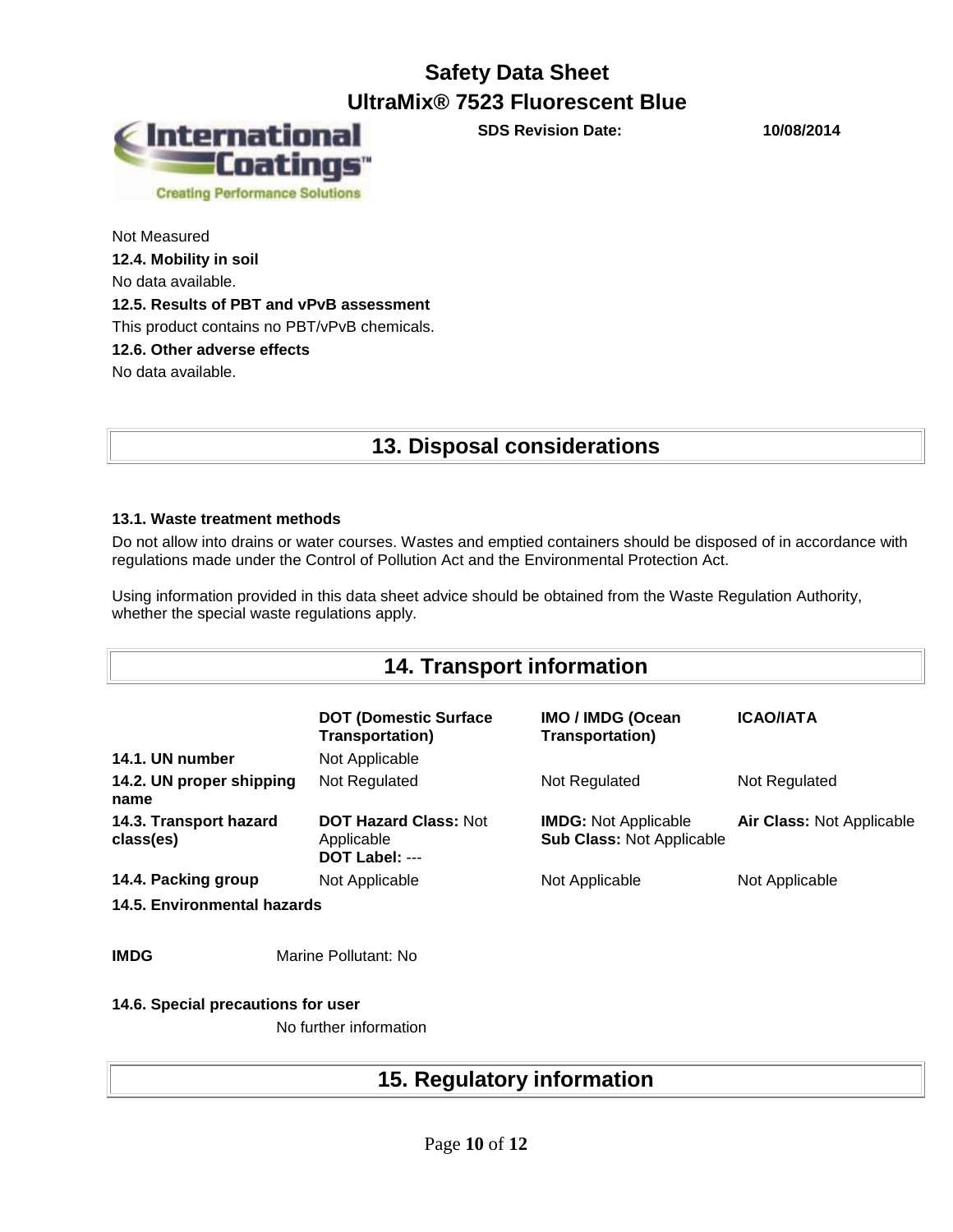Not Measured

**12.4. Mobility in soil**

No data available.

**12.5. Results of PBT and vPvB assessment**

This product contains no PBT/vPvB chemicals.

**12.6. Other adverse effects**

No data available.

## 13. Disposal considerations

**13.1. Waste treatment methods**

Do not allow into drains or water courses. Wastes and emptied containers should be disposed of in accordance with regulations made under the Control of Pollution Act and the Environmental Protection Act.

Using information provided in this data sheet advice should be obtained from the Waste Regulation Authority, whether the special waste regulations apply.

## 14. Transport information

| | **DOT (Domestic Surface Transportation)** | **IMO / IMDG (Ocean Transportation)** | **ICAO/IATA** |
|---|---|---|---|
| **14.1. UN number** | Not Applicable | | |
| **14.2. UN proper shipping name** | Not Regulated | Not Regulated | Not Regulated |
| **14.3. Transport hazard class(es)** | **DOT Hazard Class:** Not Applicable **DOT Label:** --- | **IMDG:** Not Applicable **Sub Class:** Not Applicable | **Air Class:** Not Applicable |
| **14.4. Packing group** | Not Applicable | Not Applicable | Not Applicable |

**14.5. Environmental hazards**

**IMDG** Marine Pollutant: No

**14.6. Special precautions for user**

No further information

## 15. Regulatory information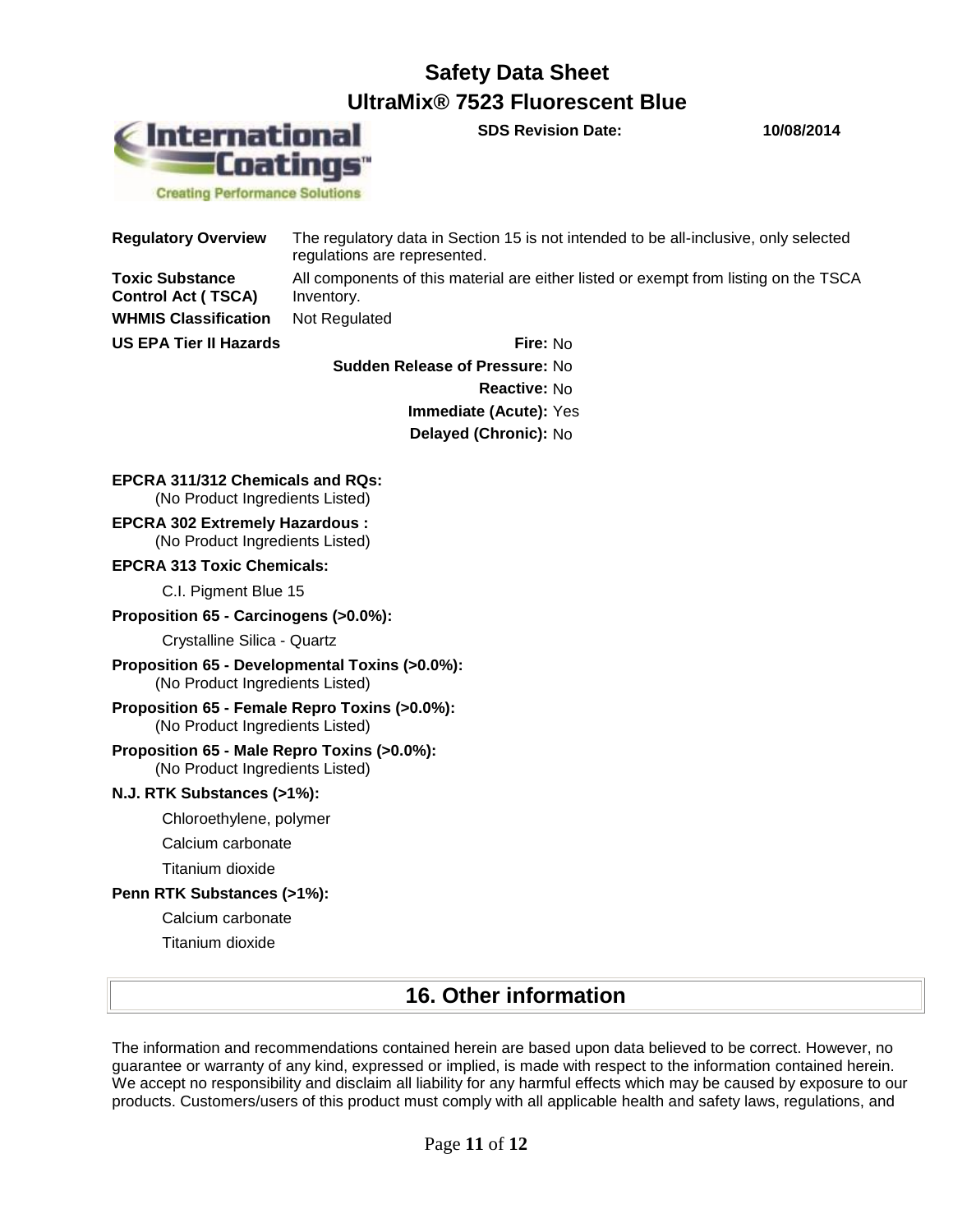**Regulatory Overview** The regulatory data in Section 15 is not intended to be all-inclusive, only selected regulations are represented.

**Toxic Substance Control Act ( TSCA)** All components of this material are either listed or exempt from listing on the TSCA Inventory.

**WHMIS Classification** Not Regulated

**US EPA Tier II Hazards**

**Fire:** No

**Sudden Release of Pressure:** No

**Reactive:** No

**Immediate (Acute):** Yes

**Delayed (Chronic):** No

**EPCRA 311/312 Chemicals and RQs:**
(No Product Ingredients Listed)

**EPCRA 302 Extremely Hazardous :**
(No Product Ingredients Listed)

**EPCRA 313 Toxic Chemicals:**

C.I. Pigment Blue 15

**Proposition 65 - Carcinogens (>0.0%):**

Crystalline Silica - Quartz

**Proposition 65 - Developmental Toxins (>0.0%):**
(No Product Ingredients Listed)

**Proposition 65 - Female Repro Toxins (>0.0%):**
(No Product Ingredients Listed)

**Proposition 65 - Male Repro Toxins (>0.0%):**
(No Product Ingredients Listed)

**N.J. RTK Substances (>1%):**

Chloroethylene, polymer

Calcium carbonate

Titanium dioxide

**Penn RTK Substances (>1%):**

Calcium carbonate

Titanium dioxide

## 16. Other information

The information and recommendations contained herein are based upon data believed to be correct. However, no guarantee or warranty of any kind, expressed or implied, is made with respect to the information contained herein. We accept no responsibility and disclaim all liability for any harmful effects which may be caused by exposure to our products. Customers/users of this product must comply with all applicable health and safety laws, regulations, and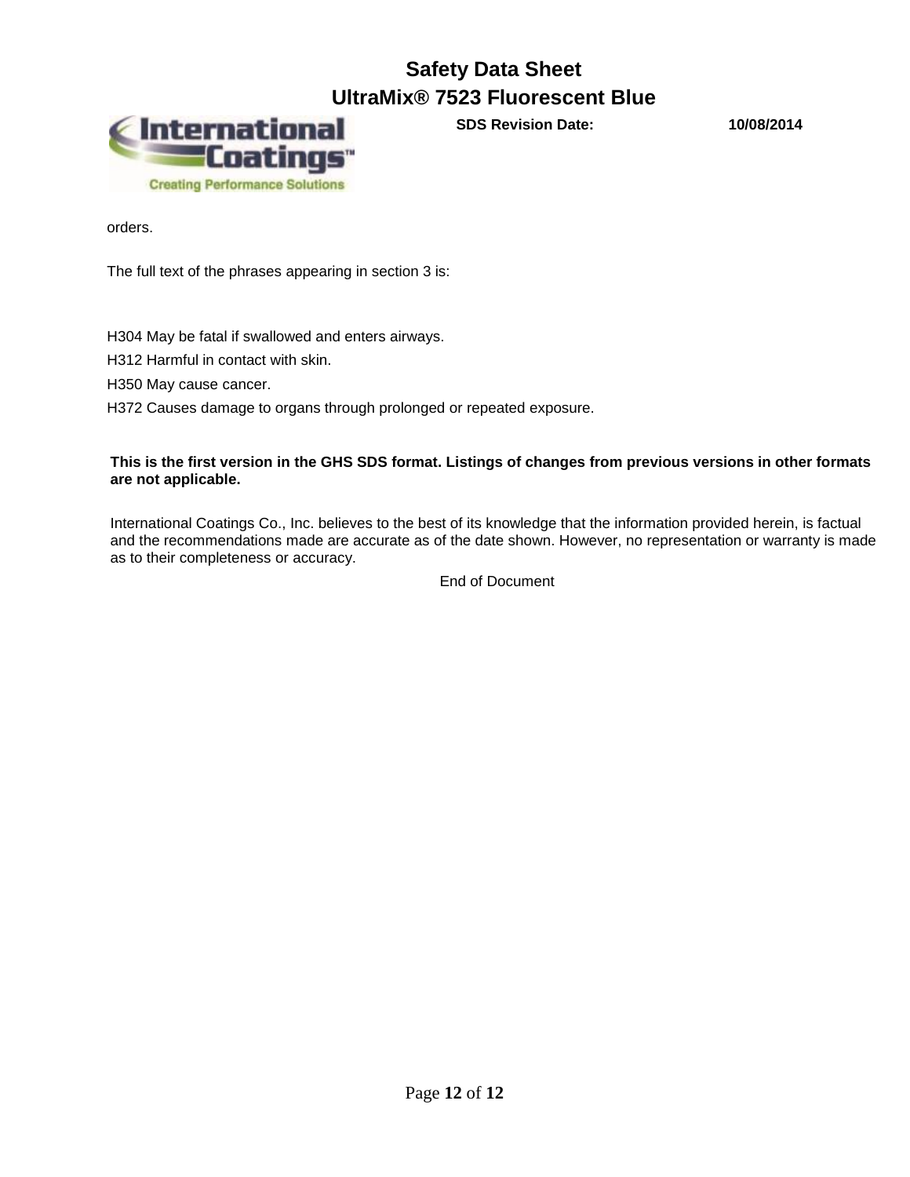orders.

The full text of the phrases appearing in section 3 is:

H304 May be fatal if swallowed and enters airways.

H312 Harmful in contact with skin.

H350 May cause cancer.

H372 Causes damage to organs through prolonged or repeated exposure.

**This is the first version in the GHS SDS format. Listings of changes from previous versions in other formats are not applicable.**

International Coatings Co., Inc. believes to the best of its knowledge that the information provided herein, is factual and the recommendations made are accurate as of the date shown. However, no representation or warranty is made as to their completeness or accuracy.

End of Document